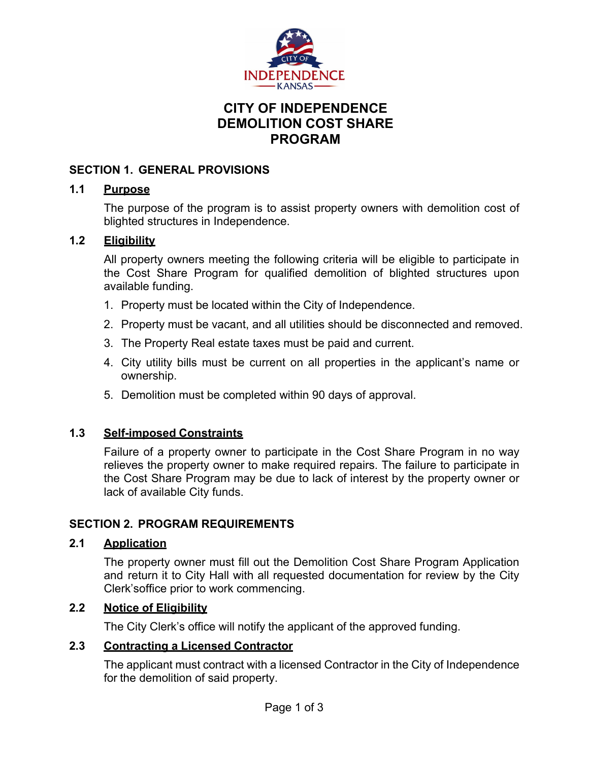# CITY OF INDEPENDENCE DEMOLITION COST SHARE PROGRAM

## SECTION 1. GENERAL PROVISIONS

### 1.1 Purpose

The purpose of the program is to assist property owners with demolition cost of blighted structures in Independence.

### 1.2 Eligibility

All property owners meeting the following criteria will be eligible to participate in the Cost Share Program for qualified demolition of blighted structures upon available funding.

1. Property must be located within the City of Independence.
2. Property must be vacant, and all utilities should be disconnected and removed.
3. The Property Real estate taxes must be paid and current.
4. City utility bills must be current on all properties in the applicant's name or ownership.
5. Demolition must be completed within 90 days of approval.

### 1.3 Self-imposed Constraints

Failure of a property owner to participate in the Cost Share Program in no way relieves the property owner to make required repairs. The failure to participate in the Cost Share Program may be due to lack of interest by the property owner or lack of available City funds.

## SECTION 2. PROGRAM REQUIREMENTS

### 2.1 Application

The property owner must fill out the Demolition Cost Share Program Application and return it to City Hall with all requested documentation for review by the City Clerk'soffice prior to work commencing.

### 2.2 Notice of Eligibility

The City Clerk's office will notify the applicant of the approved funding.

### 2.3 Contracting a Licensed Contractor

The applicant must contract with a licensed Contractor in the City of Independence for the demolition of said property.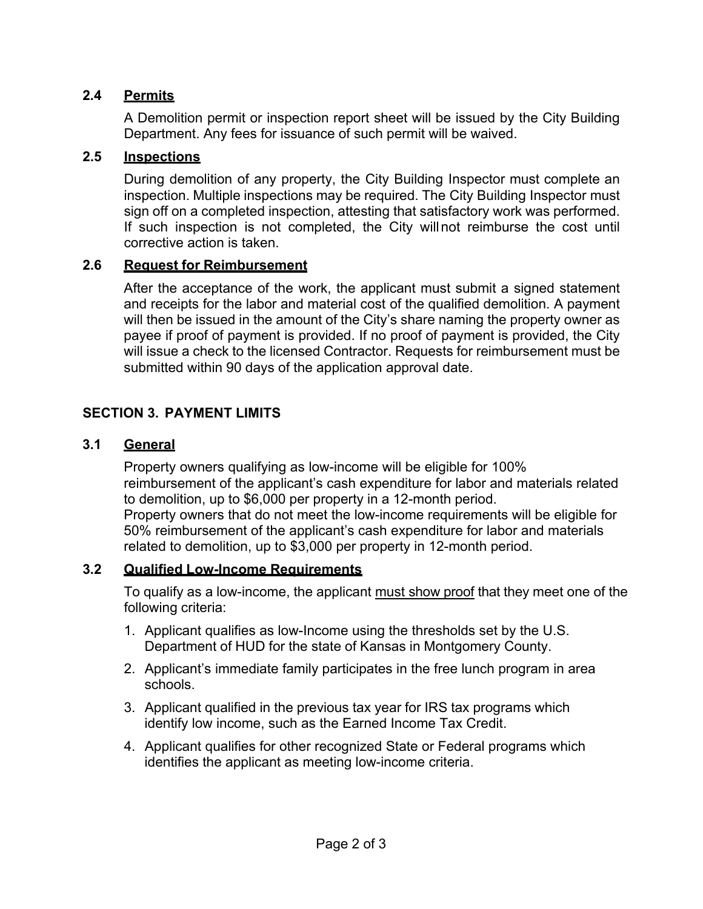### 2.4 Permits

A Demolition permit or inspection report sheet will be issued by the City Building Department. Any fees for issuance of such permit will be waived.

### 2.5 Inspections

During demolition of any property, the City Building Inspector must complete an inspection. Multiple inspections may be required. The City Building Inspector must sign off on a completed inspection, attesting that satisfactory work was performed. If such inspection is not completed, the City will not reimburse the cost until corrective action is taken.

### 2.6 Request for Reimbursement

After the acceptance of the work, the applicant must submit a signed statement and receipts for the labor and material cost of the qualified demolition. A payment will then be issued in the amount of the City's share naming the property owner as payee if proof of payment is provided. If no proof of payment is provided, the City will issue a check to the licensed Contractor. Requests for reimbursement must be submitted within 90 days of the application approval date.

## SECTION 3. PAYMENT LIMITS

### 3.1 General

Property owners qualifying as low-income will be eligible for 100% reimbursement of the applicant's cash expenditure for labor and materials related to demolition, up to $6,000 per property in a 12-month period.
Property owners that do not meet the low-income requirements will be eligible for 50% reimbursement of the applicant's cash expenditure for labor and materials related to demolition, up to $3,000 per property in 12-month period.

### 3.2 Qualified Low-Income Requirements

To qualify as a low-income, the applicant <u>must show proof</u> that they meet one of the following criteria:

1. Applicant qualifies as low-Income using the thresholds set by the U.S. Department of HUD for the state of Kansas in Montgomery County.
2. Applicant's immediate family participates in the free lunch program in area schools.
3. Applicant qualified in the previous tax year for IRS tax programs which identify low income, such as the Earned Income Tax Credit.
4. Applicant qualifies for other recognized State or Federal programs which identifies the applicant as meeting low-income criteria.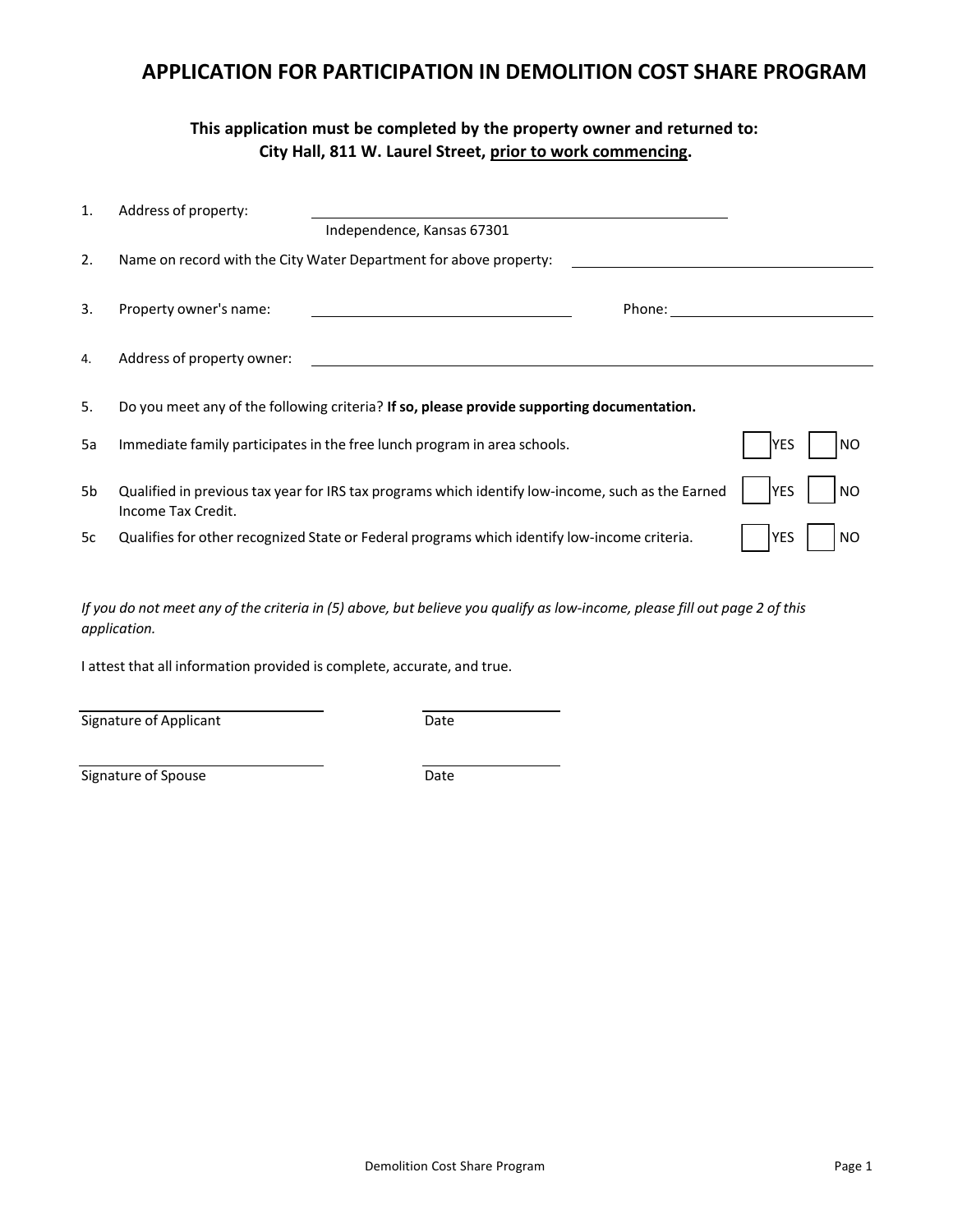# APPLICATION FOR PARTICIPATION IN DEMOLITION COST SHARE PROGRAM

**This application must be completed by the property owner and returned to: City Hall, 811 W. Laurel Street, prior to work commencing.**

1. Address of property: ______________________________
   Independence, Kansas 67301

2. Name on record with the City Water Department for above property: ______________________________

3. Property owner's name: ______________________________ Phone: ______________________________

4. Address of property owner: ______________________________

5. Do you meet any of the following criteria? **If so, please provide supporting documentation.**

| | | | |
|---|---|---|---|
| 5a | Immediate family participates in the free lunch program in area schools. | ☐ YES | ☐ NO |
| 5b | Qualified in previous tax year for IRS tax programs which identify low-income, such as the Earned Income Tax Credit. | ☐ YES | ☐ NO |
| 5c | Qualifies for other recognized State or Federal programs which identify low-income criteria. | ☐ YES | ☐ NO |

*If you do not meet any of the criteria in (5) above, but believe you qualify as low-income, please fill out page 2 of this application.*

I attest that all information provided is complete, accurate, and true.

______________________________ ______________________________
Signature of Applicant Date

______________________________ ______________________________
Signature of Spouse Date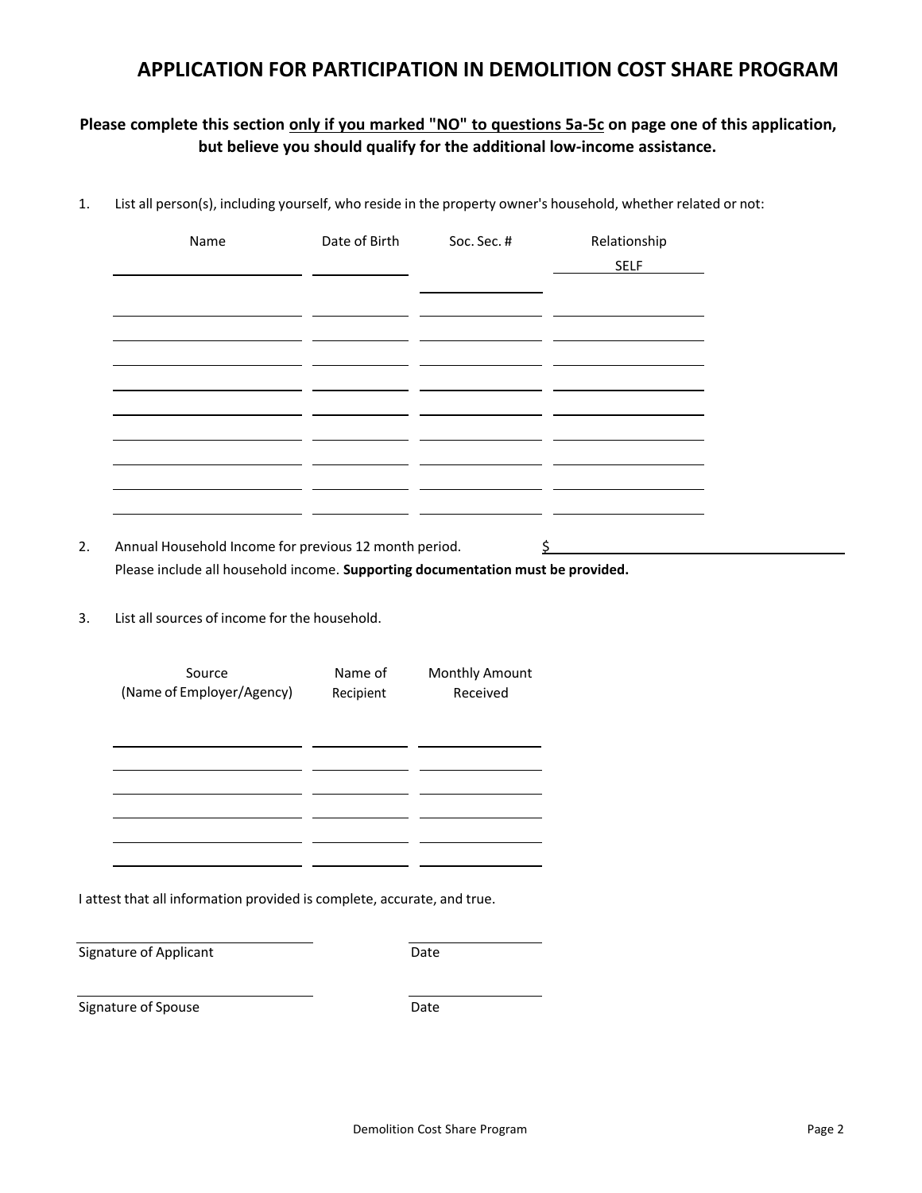# APPLICATION FOR PARTICIPATION IN DEMOLITION COST SHARE PROGRAM

**Please complete this section only if you marked "NO" to questions 5a-5c on page one of this application, but believe you should qualify for the additional low-income assistance.**

1. List all person(s), including yourself, who reside in the property owner's household, whether related or not:

| Name | Date of Birth | Soc. Sec. # | Relationship |
|---|---|---|---|
| | | | SELF |
| | | | |
| | | | |
| | | | |
| | | | |
| | | | |
| | | | |
| | | | |
| | | | |
| | | | |

2. Annual Household Income for previous 12 month period. $\_\_\_\_\_\_\_\_\_\_\_\_\_\_\_\_\_\_\_\_
   Please include all household income. **Supporting documentation must be provided.**

3. List all sources of income for the household.

| Source (Name of Employer/Agency) | Name of Recipient | Monthly Amount Received |
|---|---|---|
| | | |
| | | |
| | | |
| | | |
| | | |
| | | |

I attest that all information provided is complete, accurate, and true.

\_\_\_\_\_\_\_\_\_\_\_\_\_\_\_\_\_\_\_\_ \_\_\_\_\_\_\_\_\_\_\_\_
Signature of Applicant Date

\_\_\_\_\_\_\_\_\_\_\_\_\_\_\_\_\_\_\_\_ \_\_\_\_\_\_\_\_\_\_\_\_
Signature of Spouse Date